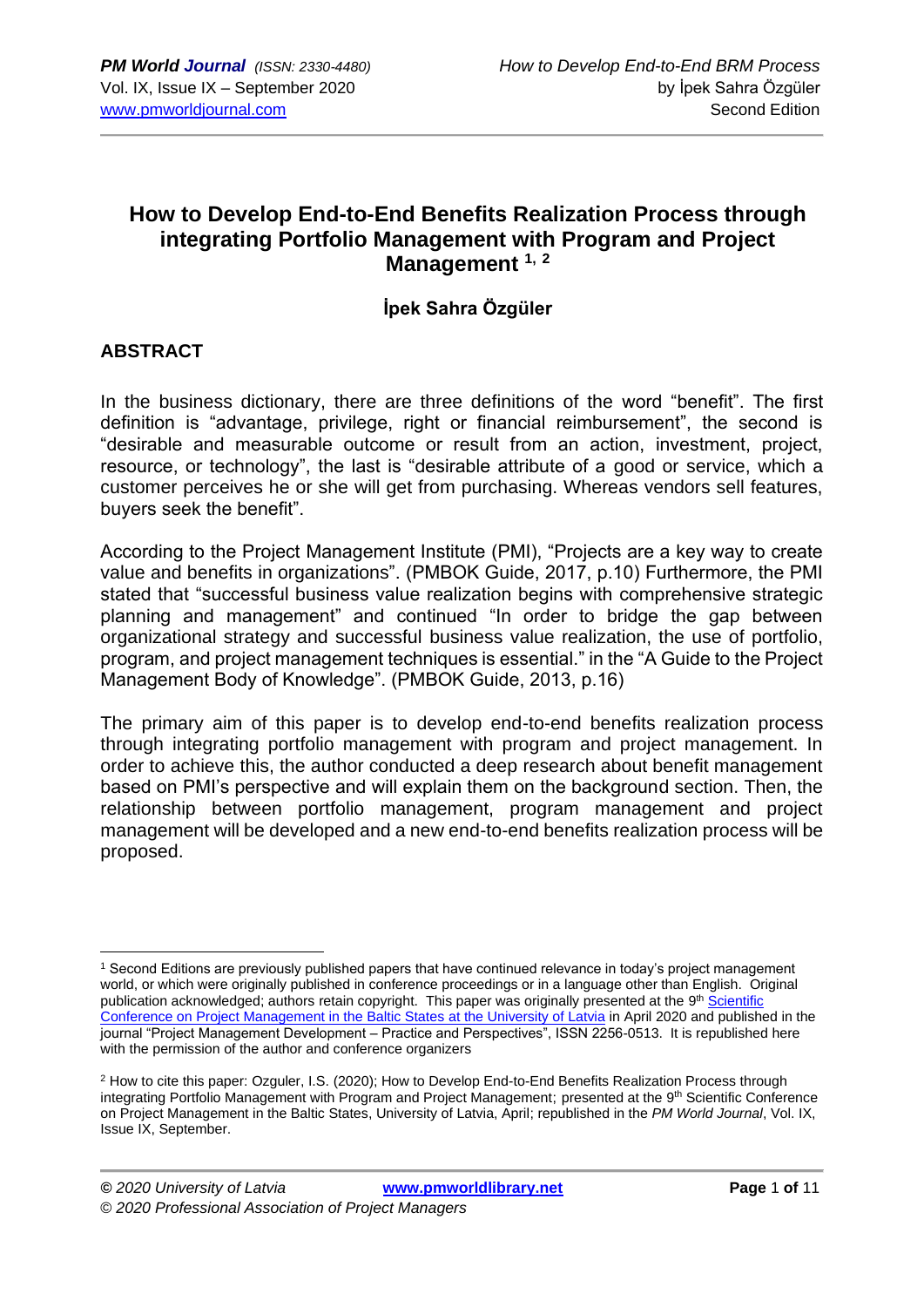# How to Develop End-to-End Benefits Realization Process through integrating Portfolio Management with Program and Project Management [1, 2]

**İpek Sahra Özgüler**

## ABSTRACT

In the business dictionary, there are three definitions of the word "benefit". The first definition is "advantage, privilege, right or financial reimbursement", the second is "desirable and measurable outcome or result from an action, investment, project, resource, or technology", the last is "desirable attribute of a good or service, which a customer perceives he or she will get from purchasing. Whereas vendors sell features, buyers seek the benefit".

According to the Project Management Institute (PMI), "Projects are a key way to create value and benefits in organizations". (PMBOK Guide, 2017, p.10) Furthermore, the PMI stated that "successful business value realization begins with comprehensive strategic planning and management" and continued "In order to bridge the gap between organizational strategy and successful business value realization, the use of portfolio, program, and project management techniques is essential." in the "A Guide to the Project Management Body of Knowledge". (PMBOK Guide, 2013, p.16)

The primary aim of this paper is to develop end-to-end benefits realization process through integrating portfolio management with program and project management. In order to achieve this, the author conducted a deep research about benefit management based on PMI's perspective and will explain them on the background section. Then, the relationship between portfolio management, program management and project management will be developed and a new end-to-end benefits realization process will be proposed.

---

[1] Second Editions are previously published papers that have continued relevance in today's project management world, or which were originally published in conference proceedings or in a language other than English. Original publication acknowledged; authors retain copyright. This paper was originally presented at the 9th Scientific Conference on Project Management in the Baltic States at the University of Latvia in April 2020 and published in the journal "Project Management Development – Practice and Perspectives", ISSN 2256-0513. It is republished here with the permission of the author and conference organizers

[2] How to cite this paper: Ozguler, I.S. (2020); How to Develop End-to-End Benefits Realization Process through integrating Portfolio Management with Program and Project Management; presented at the 9th Scientific Conference on Project Management in the Baltic States, University of Latvia, April; republished in the *PM World Journal*, Vol. IX, Issue IX, September.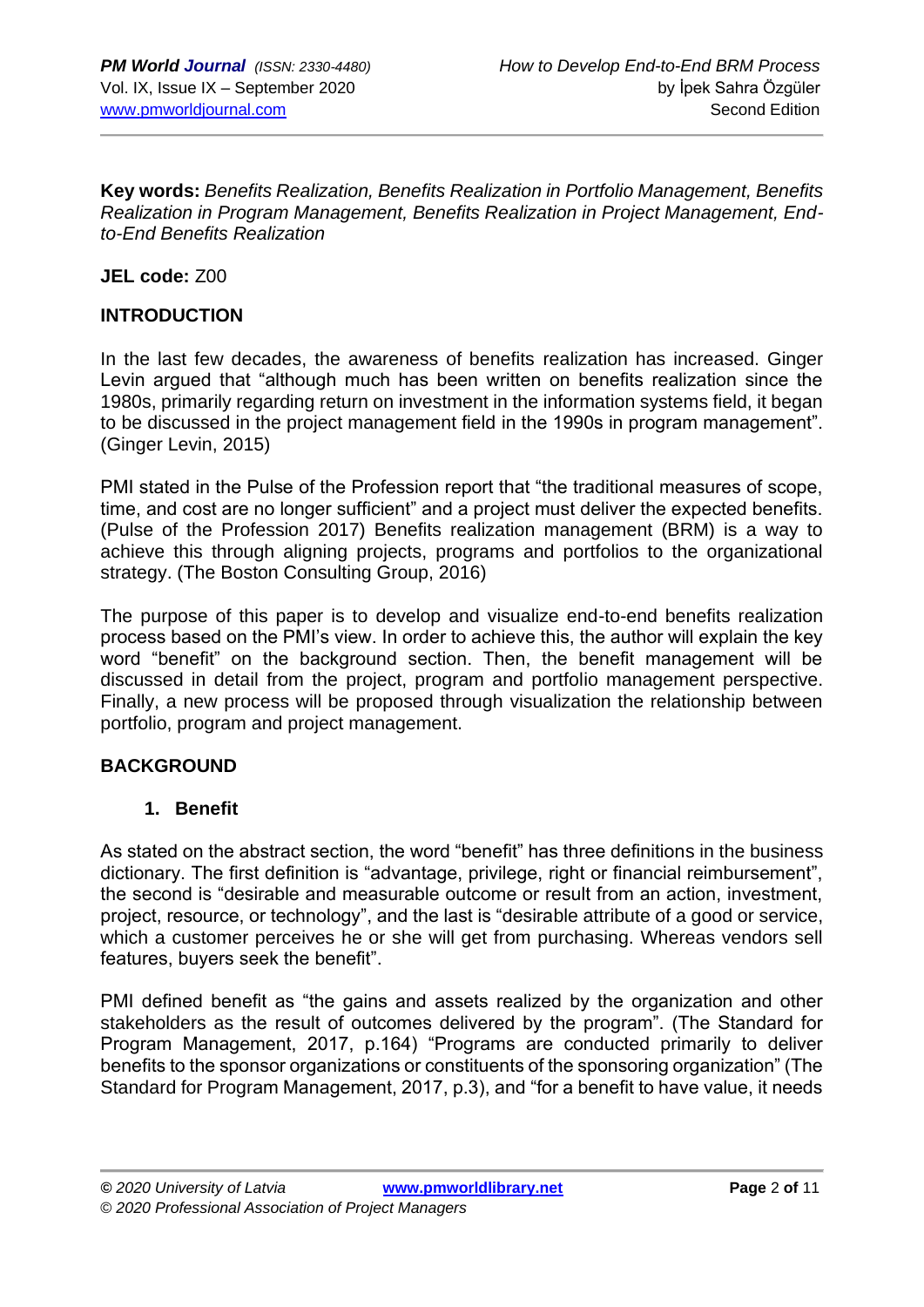**Key words:** *Benefits Realization, Benefits Realization in Portfolio Management, Benefits Realization in Program Management, Benefits Realization in Project Management, End-to-End Benefits Realization*

**JEL code:** Z00

## INTRODUCTION

In the last few decades, the awareness of benefits realization has increased. Ginger Levin argued that "although much has been written on benefits realization since the 1980s, primarily regarding return on investment in the information systems field, it began to be discussed in the project management field in the 1990s in program management". (Ginger Levin, 2015)

PMI stated in the Pulse of the Profession report that "the traditional measures of scope, time, and cost are no longer sufficient" and a project must deliver the expected benefits. (Pulse of the Profession 2017) Benefits realization management (BRM) is a way to achieve this through aligning projects, programs and portfolios to the organizational strategy. (The Boston Consulting Group, 2016)

The purpose of this paper is to develop and visualize end-to-end benefits realization process based on the PMI's view. In order to achieve this, the author will explain the key word "benefit" on the background section. Then, the benefit management will be discussed in detail from the project, program and portfolio management perspective. Finally, a new process will be proposed through visualization the relationship between portfolio, program and project management.

## BACKGROUND

### 1. Benefit

As stated on the abstract section, the word "benefit" has three definitions in the business dictionary. The first definition is "advantage, privilege, right or financial reimbursement", the second is "desirable and measurable outcome or result from an action, investment, project, resource, or technology", and the last is "desirable attribute of a good or service, which a customer perceives he or she will get from purchasing. Whereas vendors sell features, buyers seek the benefit".

PMI defined benefit as "the gains and assets realized by the organization and other stakeholders as the result of outcomes delivered by the program". (The Standard for Program Management, 2017, p.164) "Programs are conducted primarily to deliver benefits to the sponsor organizations or constituents of the sponsoring organization" (The Standard for Program Management, 2017, p.3), and "for a benefit to have value, it needs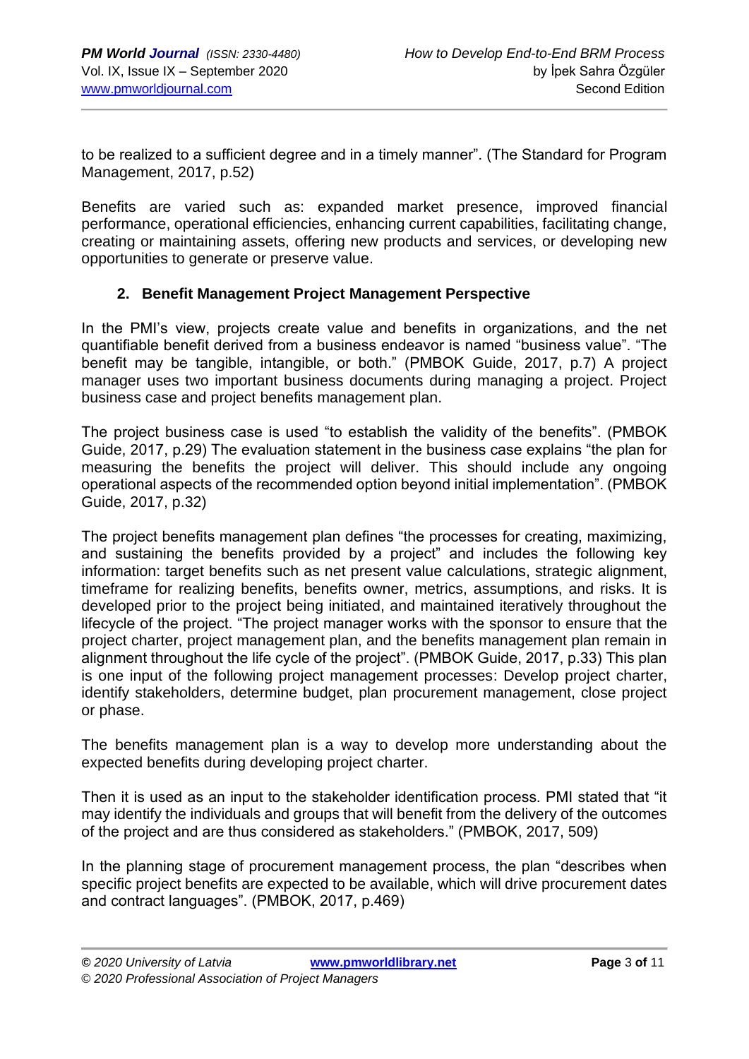to be realized to a sufficient degree and in a timely manner". (The Standard for Program Management, 2017, p.52)

Benefits are varied such as: expanded market presence, improved financial performance, operational efficiencies, enhancing current capabilities, facilitating change, creating or maintaining assets, offering new products and services, or developing new opportunities to generate or preserve value.

## 2. Benefit Management Project Management Perspective

In the PMI's view, projects create value and benefits in organizations, and the net quantifiable benefit derived from a business endeavor is named "business value". "The benefit may be tangible, intangible, or both." (PMBOK Guide, 2017, p.7) A project manager uses two important business documents during managing a project. Project business case and project benefits management plan.

The project business case is used "to establish the validity of the benefits". (PMBOK Guide, 2017, p.29) The evaluation statement in the business case explains "the plan for measuring the benefits the project will deliver. This should include any ongoing operational aspects of the recommended option beyond initial implementation". (PMBOK Guide, 2017, p.32)

The project benefits management plan defines "the processes for creating, maximizing, and sustaining the benefits provided by a project" and includes the following key information: target benefits such as net present value calculations, strategic alignment, timeframe for realizing benefits, benefits owner, metrics, assumptions, and risks. It is developed prior to the project being initiated, and maintained iteratively throughout the lifecycle of the project. "The project manager works with the sponsor to ensure that the project charter, project management plan, and the benefits management plan remain in alignment throughout the life cycle of the project". (PMBOK Guide, 2017, p.33) This plan is one input of the following project management processes: Develop project charter, identify stakeholders, determine budget, plan procurement management, close project or phase.

The benefits management plan is a way to develop more understanding about the expected benefits during developing project charter.

Then it is used as an input to the stakeholder identification process. PMI stated that "it may identify the individuals and groups that will benefit from the delivery of the outcomes of the project and are thus considered as stakeholders." (PMBOK, 2017, 509)

In the planning stage of procurement management process, the plan "describes when specific project benefits are expected to be available, which will drive procurement dates and contract languages". (PMBOK, 2017, p.469)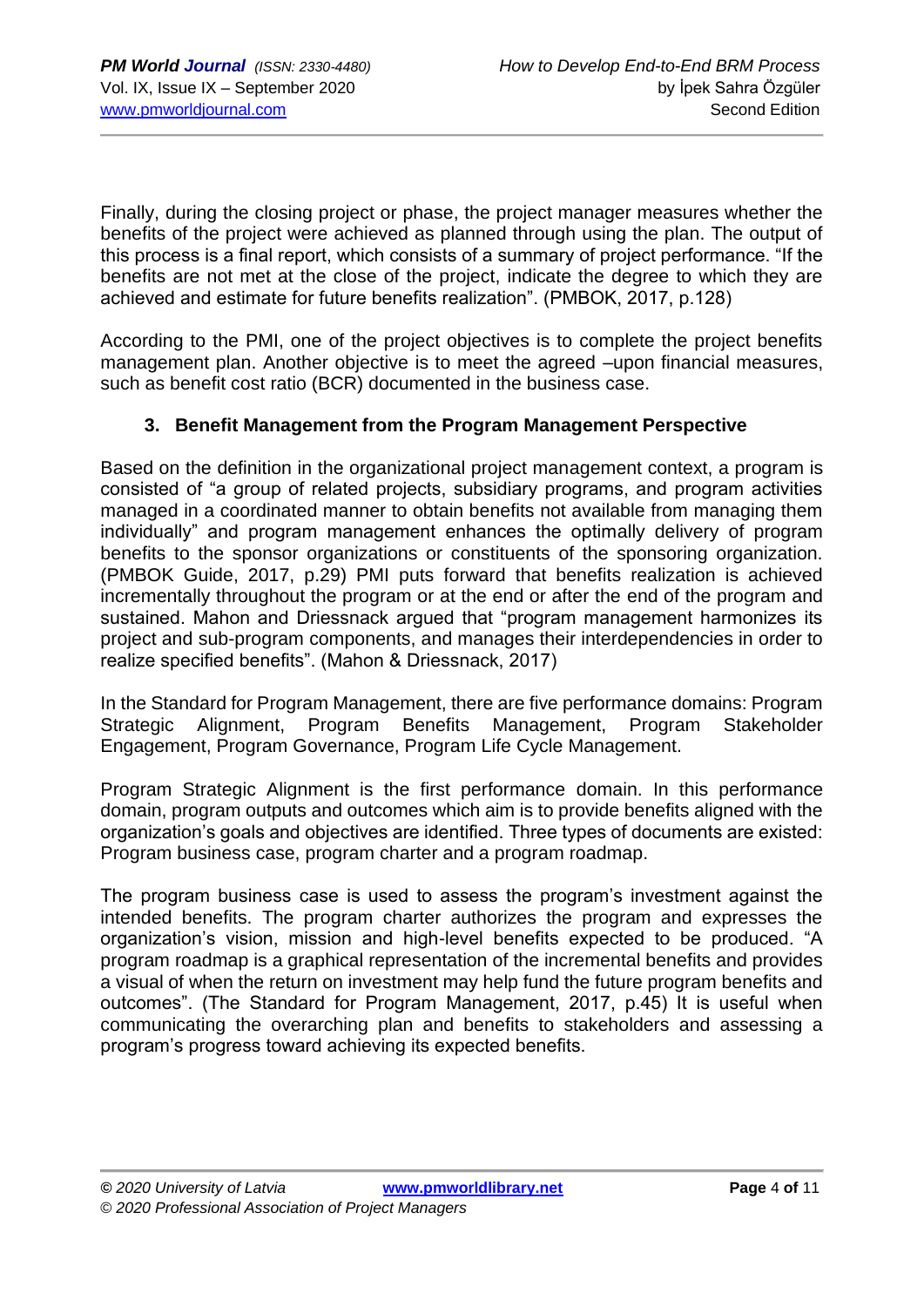Finally, during the closing project or phase, the project manager measures whether the benefits of the project were achieved as planned through using the plan. The output of this process is a final report, which consists of a summary of project performance. “If the benefits are not met at the close of the project, indicate the degree to which they are achieved and estimate for future benefits realization”. (PMBOK, 2017, p.128)

According to the PMI, one of the project objectives is to complete the project benefits management plan. Another objective is to meet the agreed –upon financial measures, such as benefit cost ratio (BCR) documented in the business case.

### 3. Benefit Management from the Program Management Perspective

Based on the definition in the organizational project management context, a program is consisted of “a group of related projects, subsidiary programs, and program activities managed in a coordinated manner to obtain benefits not available from managing them individually” and program management enhances the optimally delivery of program benefits to the sponsor organizations or constituents of the sponsoring organization. (PMBOK Guide, 2017, p.29) PMI puts forward that benefits realization is achieved incrementally throughout the program or at the end or after the end of the program and sustained. Mahon and Driessnack argued that “program management harmonizes its project and sub-program components, and manages their interdependencies in order to realize specified benefits”. (Mahon & Driessnack, 2017)

In the Standard for Program Management, there are five performance domains: Program Strategic Alignment, Program Benefits Management, Program Stakeholder Engagement, Program Governance, Program Life Cycle Management.

Program Strategic Alignment is the first performance domain. In this performance domain, program outputs and outcomes which aim is to provide benefits aligned with the organization’s goals and objectives are identified. Three types of documents are existed: Program business case, program charter and a program roadmap.

The program business case is used to assess the program’s investment against the intended benefits. The program charter authorizes the program and expresses the organization’s vision, mission and high-level benefits expected to be produced. “A program roadmap is a graphical representation of the incremental benefits and provides a visual of when the return on investment may help fund the future program benefits and outcomes”. (The Standard for Program Management, 2017, p.45) It is useful when communicating the overarching plan and benefits to stakeholders and assessing a program’s progress toward achieving its expected benefits.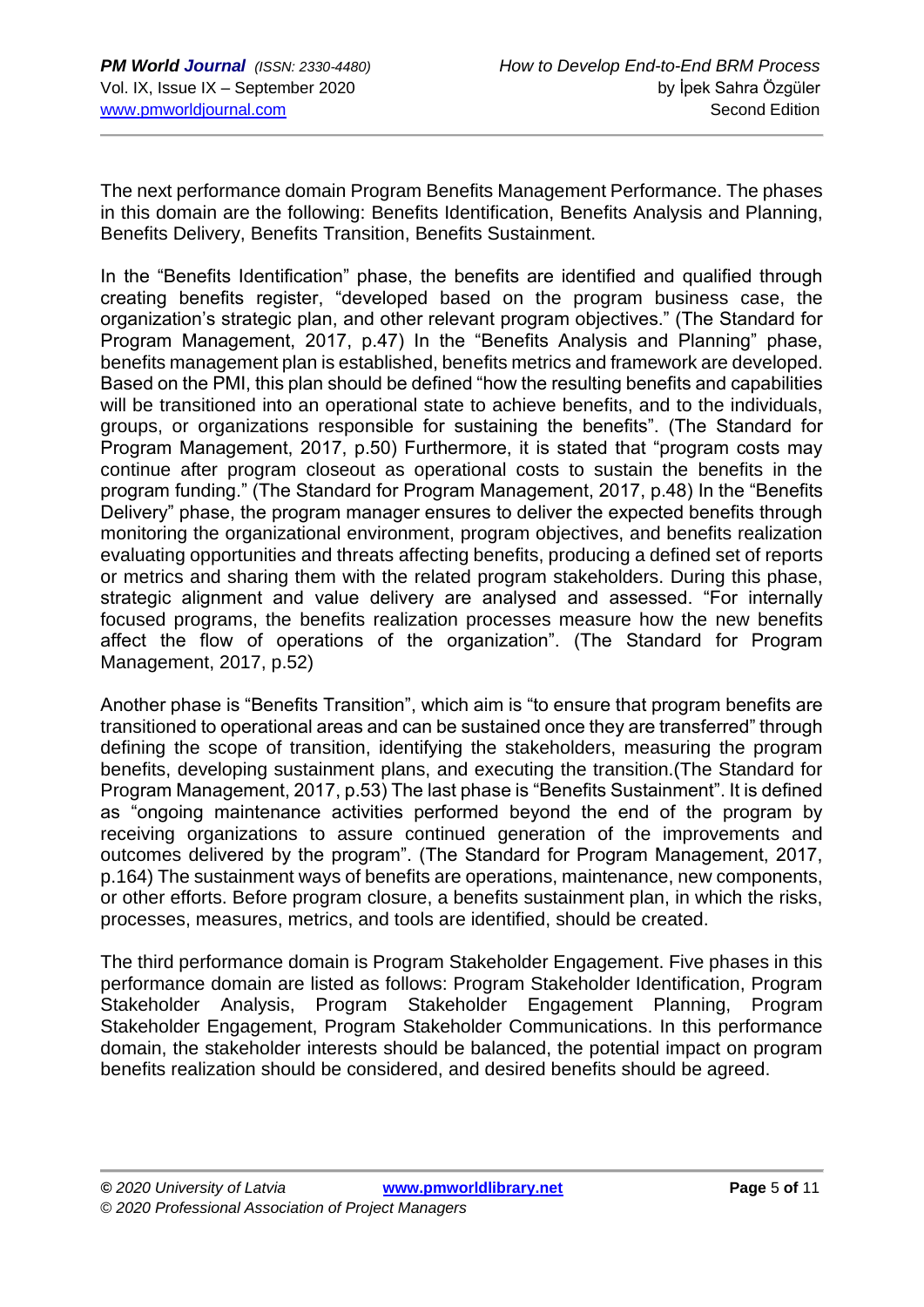The next performance domain Program Benefits Management Performance. The phases in this domain are the following: Benefits Identification, Benefits Analysis and Planning, Benefits Delivery, Benefits Transition, Benefits Sustainment.

In the "Benefits Identification" phase, the benefits are identified and qualified through creating benefits register, "developed based on the program business case, the organization's strategic plan, and other relevant program objectives." (The Standard for Program Management, 2017, p.47) In the "Benefits Analysis and Planning" phase, benefits management plan is established, benefits metrics and framework are developed. Based on the PMI, this plan should be defined "how the resulting benefits and capabilities will be transitioned into an operational state to achieve benefits, and to the individuals, groups, or organizations responsible for sustaining the benefits". (The Standard for Program Management, 2017, p.50) Furthermore, it is stated that "program costs may continue after program closeout as operational costs to sustain the benefits in the program funding." (The Standard for Program Management, 2017, p.48) In the "Benefits Delivery" phase, the program manager ensures to deliver the expected benefits through monitoring the organizational environment, program objectives, and benefits realization evaluating opportunities and threats affecting benefits, producing a defined set of reports or metrics and sharing them with the related program stakeholders. During this phase, strategic alignment and value delivery are analysed and assessed. "For internally focused programs, the benefits realization processes measure how the new benefits affect the flow of operations of the organization". (The Standard for Program Management, 2017, p.52)

Another phase is "Benefits Transition", which aim is "to ensure that program benefits are transitioned to operational areas and can be sustained once they are transferred" through defining the scope of transition, identifying the stakeholders, measuring the program benefits, developing sustainment plans, and executing the transition.(The Standard for Program Management, 2017, p.53) The last phase is "Benefits Sustainment". It is defined as "ongoing maintenance activities performed beyond the end of the program by receiving organizations to assure continued generation of the improvements and outcomes delivered by the program". (The Standard for Program Management, 2017, p.164) The sustainment ways of benefits are operations, maintenance, new components, or other efforts. Before program closure, a benefits sustainment plan, in which the risks, processes, measures, metrics, and tools are identified, should be created.

The third performance domain is Program Stakeholder Engagement. Five phases in this performance domain are listed as follows: Program Stakeholder Identification, Program Stakeholder Analysis, Program Stakeholder Engagement Planning, Program Stakeholder Engagement, Program Stakeholder Communications. In this performance domain, the stakeholder interests should be balanced, the potential impact on program benefits realization should be considered, and desired benefits should be agreed.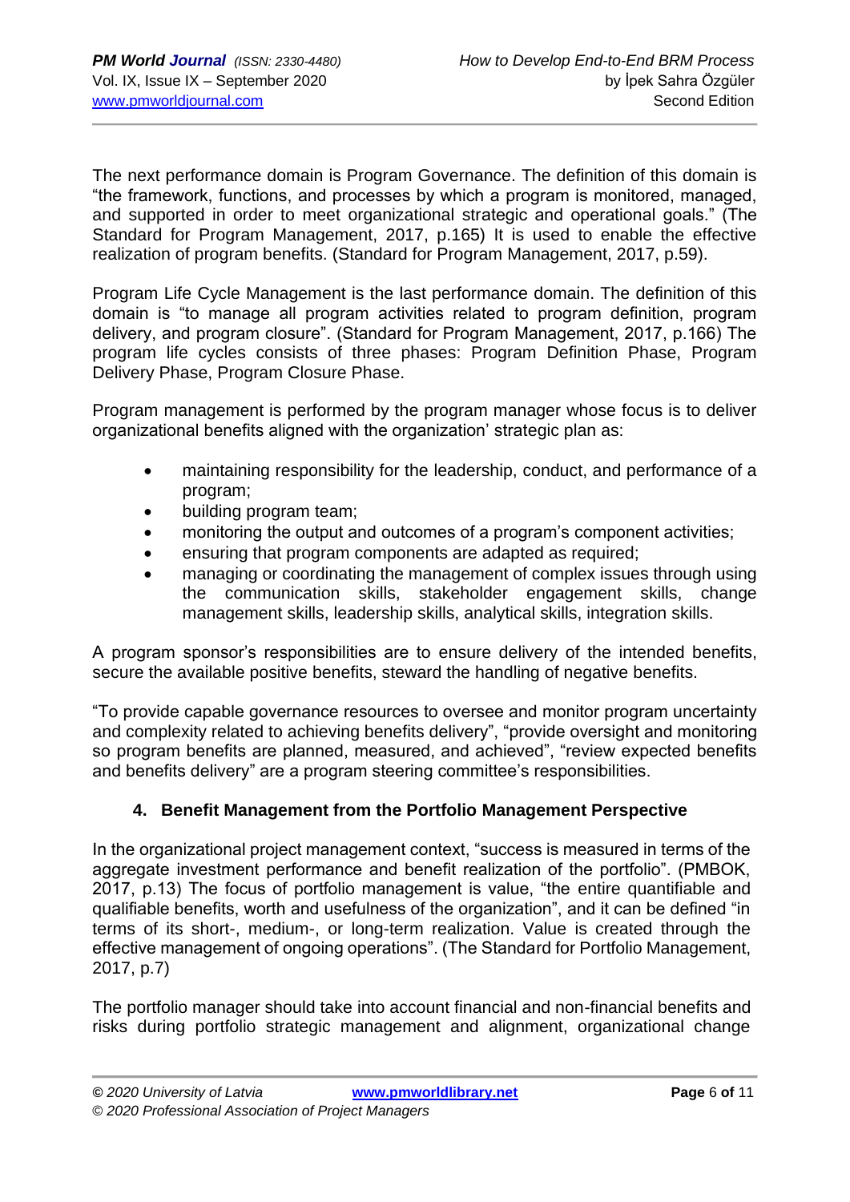The next performance domain is Program Governance. The definition of this domain is "the framework, functions, and processes by which a program is monitored, managed, and supported in order to meet organizational strategic and operational goals." (The Standard for Program Management, 2017, p.165) It is used to enable the effective realization of program benefits. (Standard for Program Management, 2017, p.59).

Program Life Cycle Management is the last performance domain. The definition of this domain is "to manage all program activities related to program definition, program delivery, and program closure". (Standard for Program Management, 2017, p.166) The program life cycles consists of three phases: Program Definition Phase, Program Delivery Phase, Program Closure Phase.

Program management is performed by the program manager whose focus is to deliver organizational benefits aligned with the organization' strategic plan as:

- maintaining responsibility for the leadership, conduct, and performance of a program;
- building program team;
- monitoring the output and outcomes of a program's component activities;
- ensuring that program components are adapted as required;
- managing or coordinating the management of complex issues through using the communication skills, stakeholder engagement skills, change management skills, leadership skills, analytical skills, integration skills.

A program sponsor's responsibilities are to ensure delivery of the intended benefits, secure the available positive benefits, steward the handling of negative benefits.

"To provide capable governance resources to oversee and monitor program uncertainty and complexity related to achieving benefits delivery", "provide oversight and monitoring so program benefits are planned, measured, and achieved", "review expected benefits and benefits delivery" are a program steering committee's responsibilities.

## 4. Benefit Management from the Portfolio Management Perspective

In the organizational project management context, "success is measured in terms of the aggregate investment performance and benefit realization of the portfolio". (PMBOK, 2017, p.13) The focus of portfolio management is value, "the entire quantifiable and qualifiable benefits, worth and usefulness of the organization", and it can be defined "in terms of its short-, medium-, or long-term realization. Value is created through the effective management of ongoing operations". (The Standard for Portfolio Management, 2017, p.7)

The portfolio manager should take into account financial and non-financial benefits and risks during portfolio strategic management and alignment, organizational change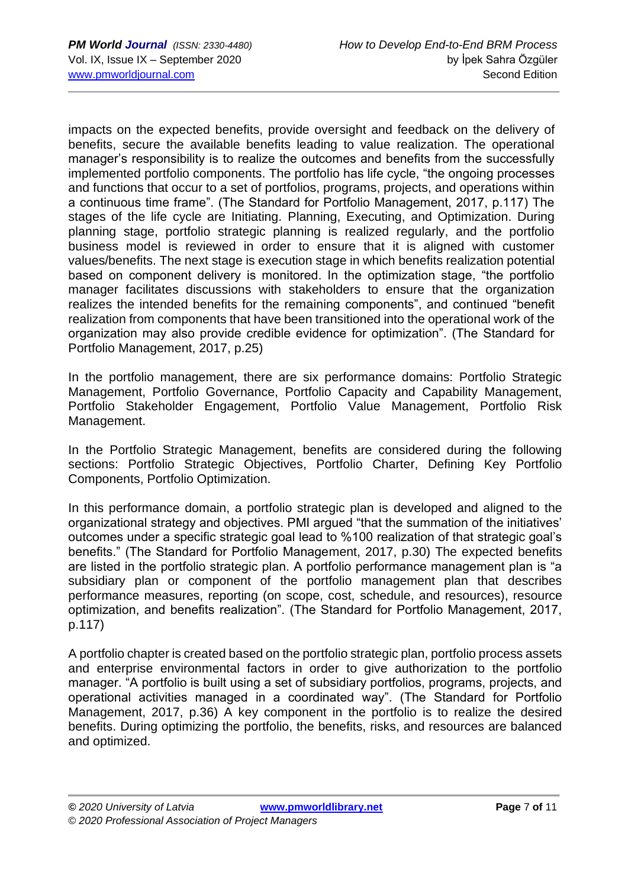impacts on the expected benefits, provide oversight and feedback on the delivery of benefits, secure the available benefits leading to value realization. The operational manager's responsibility is to realize the outcomes and benefits from the successfully implemented portfolio components. The portfolio has life cycle, "the ongoing processes and functions that occur to a set of portfolios, programs, projects, and operations within a continuous time frame". (The Standard for Portfolio Management, 2017, p.117) The stages of the life cycle are Initiating. Planning, Executing, and Optimization. During planning stage, portfolio strategic planning is realized regularly, and the portfolio business model is reviewed in order to ensure that it is aligned with customer values/benefits. The next stage is execution stage in which benefits realization potential based on component delivery is monitored. In the optimization stage, "the portfolio manager facilitates discussions with stakeholders to ensure that the organization realizes the intended benefits for the remaining components", and continued "benefit realization from components that have been transitioned into the operational work of the organization may also provide credible evidence for optimization". (The Standard for Portfolio Management, 2017, p.25)

In the portfolio management, there are six performance domains: Portfolio Strategic Management, Portfolio Governance, Portfolio Capacity and Capability Management, Portfolio Stakeholder Engagement, Portfolio Value Management, Portfolio Risk Management.

In the Portfolio Strategic Management, benefits are considered during the following sections: Portfolio Strategic Objectives, Portfolio Charter, Defining Key Portfolio Components, Portfolio Optimization.

In this performance domain, a portfolio strategic plan is developed and aligned to the organizational strategy and objectives. PMI argued "that the summation of the initiatives' outcomes under a specific strategic goal lead to %100 realization of that strategic goal's benefits." (The Standard for Portfolio Management, 2017, p.30) The expected benefits are listed in the portfolio strategic plan. A portfolio performance management plan is "a subsidiary plan or component of the portfolio management plan that describes performance measures, reporting (on scope, cost, schedule, and resources), resource optimization, and benefits realization". (The Standard for Portfolio Management, 2017, p.117)

A portfolio chapter is created based on the portfolio strategic plan, portfolio process assets and enterprise environmental factors in order to give authorization to the portfolio manager. "A portfolio is built using a set of subsidiary portfolios, programs, projects, and operational activities managed in a coordinated way". (The Standard for Portfolio Management, 2017, p.36) A key component in the portfolio is to realize the desired benefits. During optimizing the portfolio, the benefits, risks, and resources are balanced and optimized.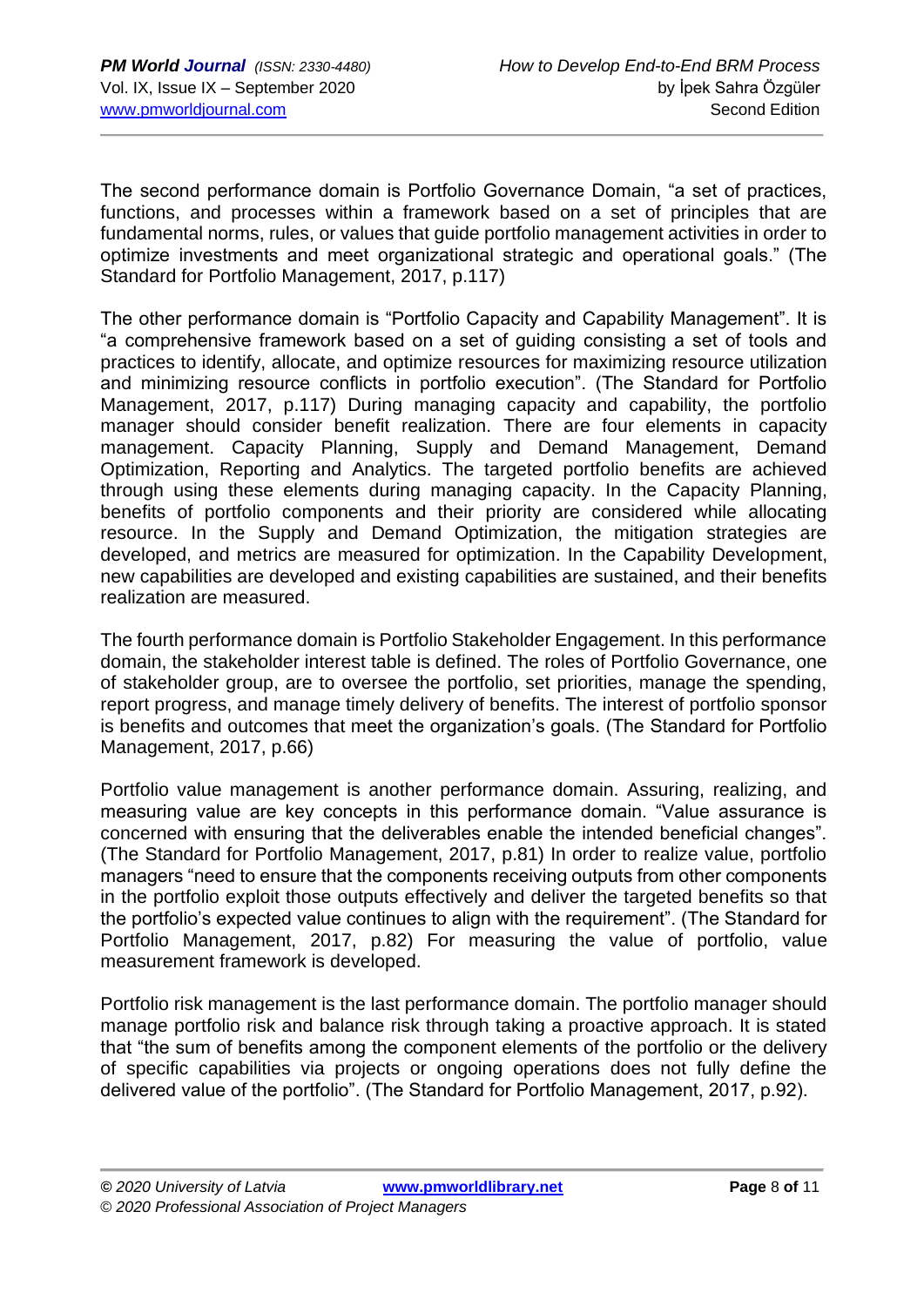The second performance domain is Portfolio Governance Domain, "a set of practices, functions, and processes within a framework based on a set of principles that are fundamental norms, rules, or values that guide portfolio management activities in order to optimize investments and meet organizational strategic and operational goals." (The Standard for Portfolio Management, 2017, p.117)

The other performance domain is "Portfolio Capacity and Capability Management". It is "a comprehensive framework based on a set of guiding consisting a set of tools and practices to identify, allocate, and optimize resources for maximizing resource utilization and minimizing resource conflicts in portfolio execution". (The Standard for Portfolio Management, 2017, p.117) During managing capacity and capability, the portfolio manager should consider benefit realization. There are four elements in capacity management. Capacity Planning, Supply and Demand Management, Demand Optimization, Reporting and Analytics. The targeted portfolio benefits are achieved through using these elements during managing capacity. In the Capacity Planning, benefits of portfolio components and their priority are considered while allocating resource. In the Supply and Demand Optimization, the mitigation strategies are developed, and metrics are measured for optimization. In the Capability Development, new capabilities are developed and existing capabilities are sustained, and their benefits realization are measured.

The fourth performance domain is Portfolio Stakeholder Engagement. In this performance domain, the stakeholder interest table is defined. The roles of Portfolio Governance, one of stakeholder group, are to oversee the portfolio, set priorities, manage the spending, report progress, and manage timely delivery of benefits. The interest of portfolio sponsor is benefits and outcomes that meet the organization's goals. (The Standard for Portfolio Management, 2017, p.66)

Portfolio value management is another performance domain. Assuring, realizing, and measuring value are key concepts in this performance domain. "Value assurance is concerned with ensuring that the deliverables enable the intended beneficial changes". (The Standard for Portfolio Management, 2017, p.81) In order to realize value, portfolio managers "need to ensure that the components receiving outputs from other components in the portfolio exploit those outputs effectively and deliver the targeted benefits so that the portfolio's expected value continues to align with the requirement". (The Standard for Portfolio Management, 2017, p.82) For measuring the value of portfolio, value measurement framework is developed.

Portfolio risk management is the last performance domain. The portfolio manager should manage portfolio risk and balance risk through taking a proactive approach. It is stated that "the sum of benefits among the component elements of the portfolio or the delivery of specific capabilities via projects or ongoing operations does not fully define the delivered value of the portfolio". (The Standard for Portfolio Management, 2017, p.92).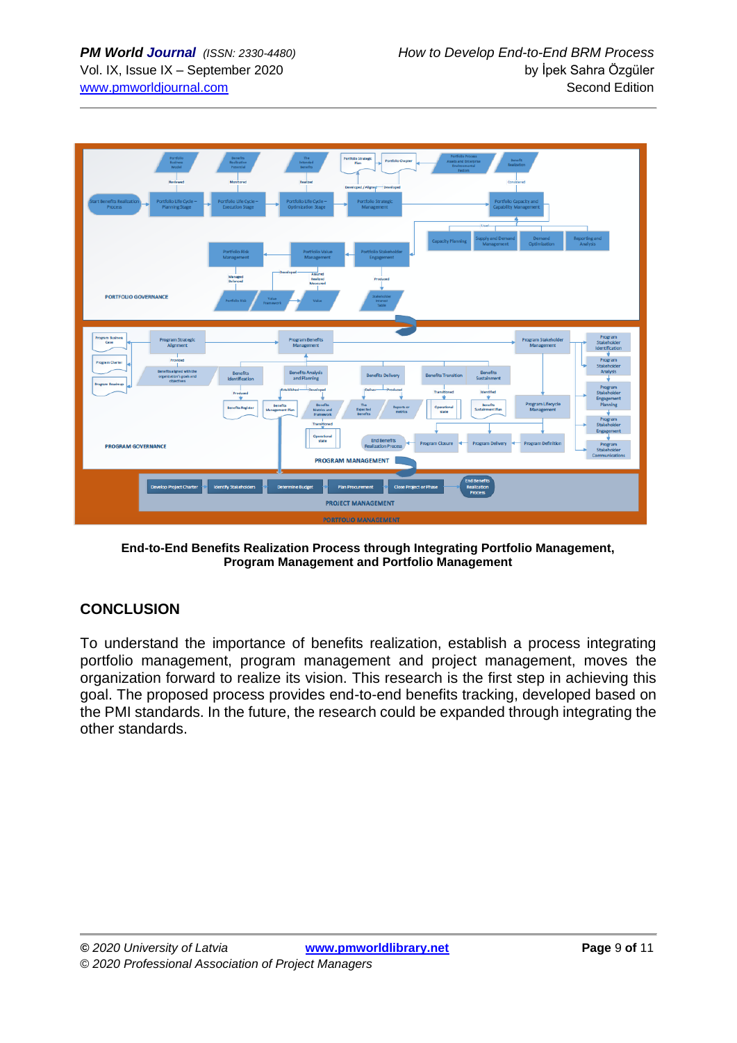**End-to-End Benefits Realization Process through Integrating Portfolio Management, Program Management and Portfolio Management**

## CONCLUSION

To understand the importance of benefits realization, establish a process integrating portfolio management, program management and project management, moves the organization forward to realize its vision. This research is the first step in achieving this goal. The proposed process provides end-to-end benefits tracking, developed based on the PMI standards. In the future, the research could be expanded through integrating the other standards.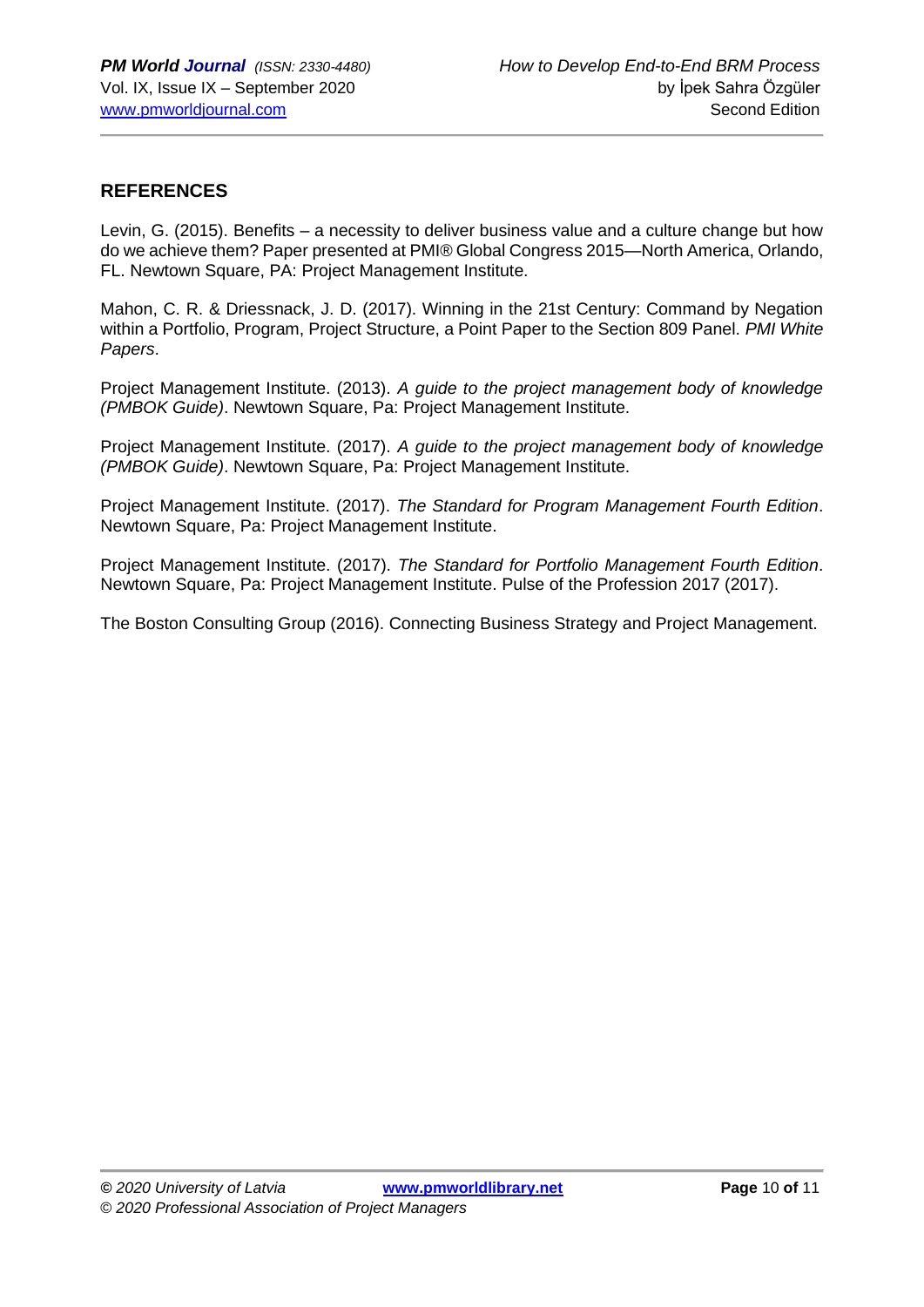## REFERENCES

Levin, G. (2015). Benefits – a necessity to deliver business value and a culture change but how do we achieve them? Paper presented at PMI® Global Congress 2015—North America, Orlando, FL. Newtown Square, PA: Project Management Institute.

Mahon, C. R. & Driessnack, J. D. (2017). Winning in the 21st Century: Command by Negation within a Portfolio, Program, Project Structure, a Point Paper to the Section 809 Panel. *PMI White Papers*.

Project Management Institute. (2013). *A guide to the project management body of knowledge (PMBOK Guide)*. Newtown Square, Pa: Project Management Institute.

Project Management Institute. (2017). *A guide to the project management body of knowledge (PMBOK Guide)*. Newtown Square, Pa: Project Management Institute.

Project Management Institute. (2017). *The Standard for Program Management Fourth Edition*. Newtown Square, Pa: Project Management Institute.

Project Management Institute. (2017). *The Standard for Portfolio Management Fourth Edition*. Newtown Square, Pa: Project Management Institute. Pulse of the Profession 2017 (2017).

The Boston Consulting Group (2016). Connecting Business Strategy and Project Management.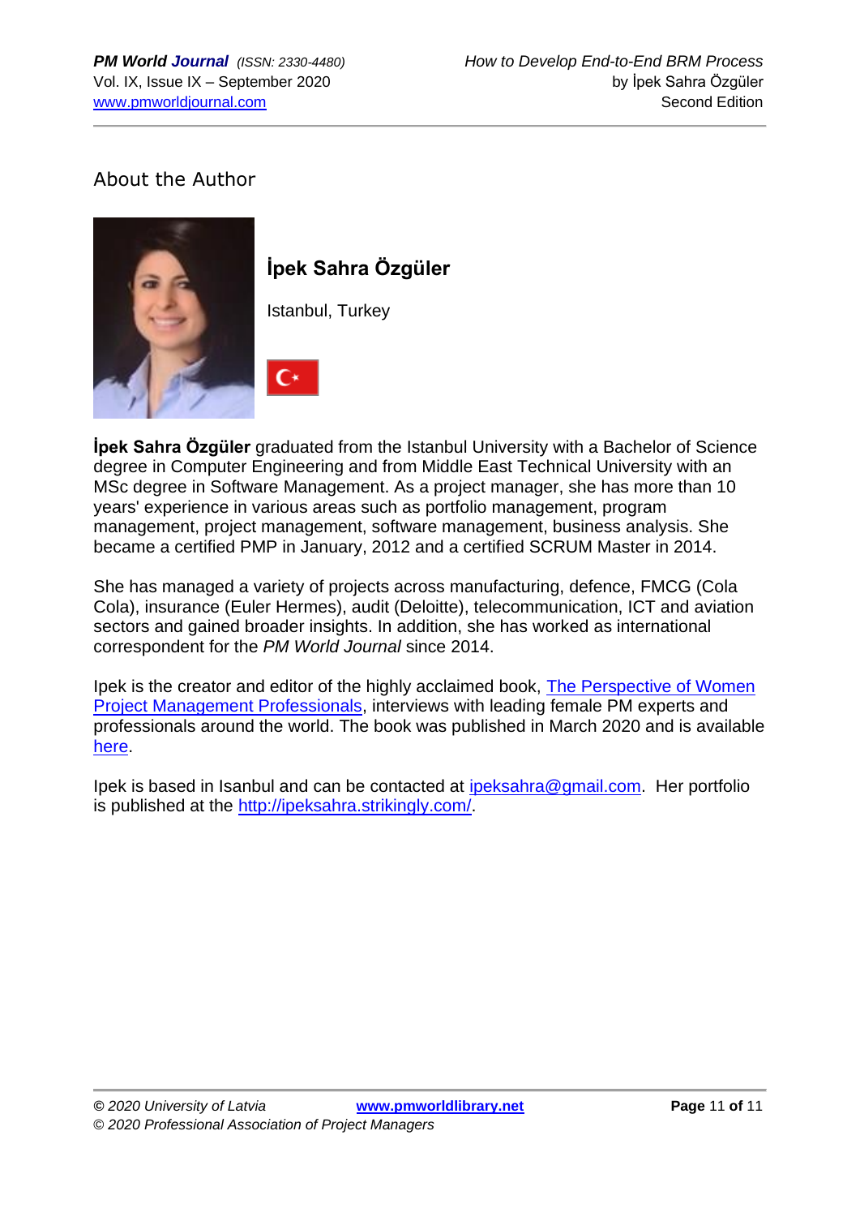## About the Author

### İpek Sahra Özgüler

Istanbul, Turkey

**İpek Sahra Özgüler** graduated from the Istanbul University with a Bachelor of Science degree in Computer Engineering and from Middle East Technical University with an MSc degree in Software Management. As a project manager, she has more than 10 years' experience in various areas such as portfolio management, program management, project management, software management, business analysis. She became a certified PMP in January, 2012 and a certified SCRUM Master in 2014.

She has managed a variety of projects across manufacturing, defence, FMCG (Cola Cola), insurance (Euler Hermes), audit (Deloitte), telecommunication, ICT and aviation sectors and gained broader insights. In addition, she has worked as international correspondent for the *PM World Journal* since 2014.

Ipek is the creator and editor of the highly acclaimed book, The Perspective of Women Project Management Professionals, interviews with leading female PM experts and professionals around the world. The book was published in March 2020 and is available here.

Ipek is based in Isanbul and can be contacted at ipeksahra@gmail.com. Her portfolio is published at the http://ipeksahra.strikingly.com/.